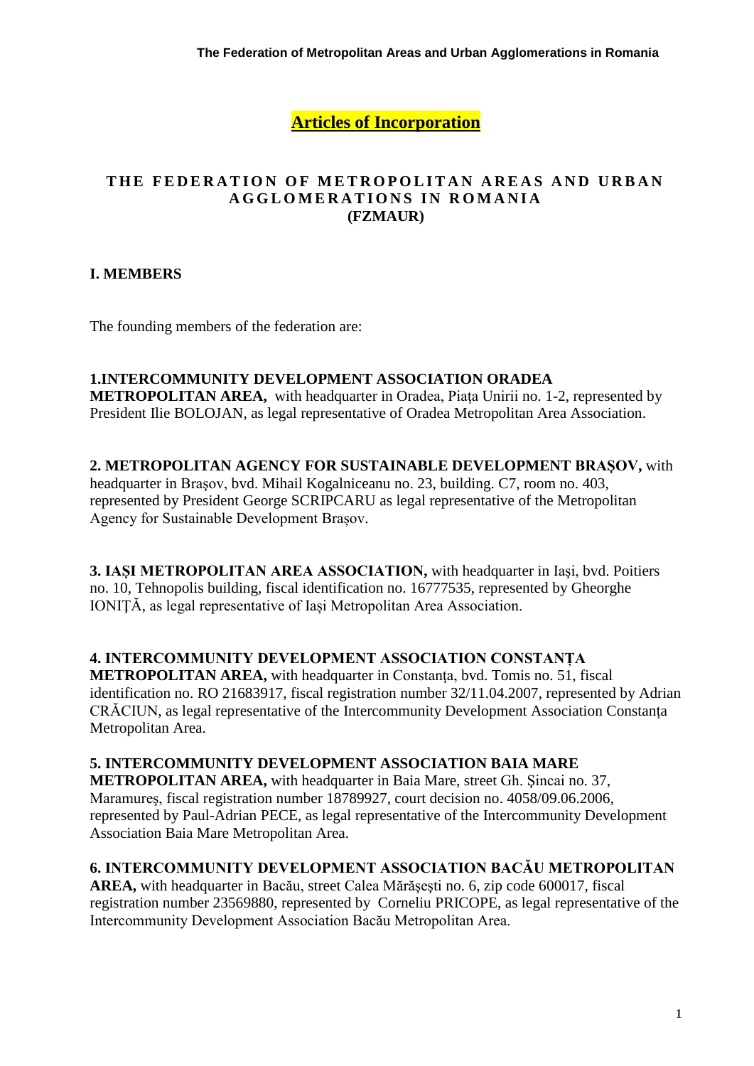# Articles of Incorporation

## THE FEDERATION OF METROPOLITAN AREAS AND URBAN AGGLOMERATIONS IN ROMANIA (FZMAUR)

### I. MEMBERS

The founding members of the federation are:

**1.INTERCOMMUNITY DEVELOPMENT ASSOCIATION ORADEA METROPOLITAN AREA,** with headquarter in Oradea, Piaţa Unirii no. 1-2, represented by President Ilie BOLOJAN, as legal representative of Oradea Metropolitan Area Association.

**2. METROPOLITAN AGENCY FOR SUSTAINABLE DEVELOPMENT BRAŞOV,** with headquarter in Braşov, bvd. Mihail Kogalniceanu no. 23, building. C7, room no. 403, represented by President George SCRIPCARU as legal representative of the Metropolitan Agency for Sustainable Development Brașov.

**3. IAȘI METROPOLITAN AREA ASSOCIATION,** with headquarter in Iaşi, bvd. Poitiers no. 10, Tehnopolis building, fiscal identification no. 16777535, represented by Gheorghe IONIȚĂ, as legal representative of Iași Metropolitan Area Association.

**4. INTERCOMMUNITY DEVELOPMENT ASSOCIATION CONSTANȚA METROPOLITAN AREA,** with headquarter in Constanţa, bvd. Tomis no. 51, fiscal identification no. RO 21683917, fiscal registration number 32/11.04.2007, represented by Adrian CRĂCIUN, as legal representative of the Intercommunity Development Association Constanța Metropolitan Area.

**5. INTERCOMMUNITY DEVELOPMENT ASSOCIATION BAIA MARE METROPOLITAN AREA,** with headquarter in Baia Mare, street Gh. Şincai no. 37, Maramureş, fiscal registration number 18789927, court decision no. 4058/09.06.2006, represented by Paul-Adrian PECE, as legal representative of the Intercommunity Development Association Baia Mare Metropolitan Area.

**6. INTERCOMMUNITY DEVELOPMENT ASSOCIATION BACĂU METROPOLITAN AREA,** with headquarter in Bacău, street Calea Mărăşeşti no. 6, zip code 600017, fiscal registration number 23569880, represented by Corneliu PRICOPE, as legal representative of the Intercommunity Development Association Bacău Metropolitan Area.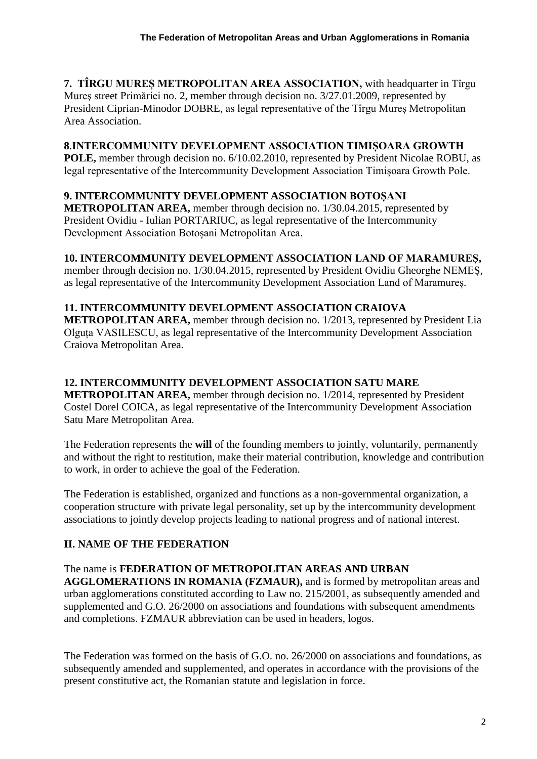**7. TÎRGU MUREȘ METROPOLITAN AREA ASSOCIATION,** with headquarter in Tîrgu Mureş street Primăriei no. 2, member through decision no. 3/27.01.2009, represented by President Ciprian-Minodor DOBRE, as legal representative of the Tîrgu Mureș Metropolitan Area Association.

**8.INTERCOMMUNITY DEVELOPMENT ASSOCIATION TIMIȘOARA GROWTH POLE,** member through decision no. 6/10.02.2010, represented by President Nicolae ROBU, as legal representative of the Intercommunity Development Association Timișoara Growth Pole.

**9. INTERCOMMUNITY DEVELOPMENT ASSOCIATION BOTOȘANI METROPOLITAN AREA,** member through decision no. 1/30.04.2015, represented by President Ovidiu - Iulian PORTARIUC, as legal representative of the Intercommunity Development Association Botoșani Metropolitan Area.

**10. INTERCOMMUNITY DEVELOPMENT ASSOCIATION LAND OF MARAMUREȘ,** member through decision no. 1/30.04.2015, represented by President Ovidiu Gheorghe NEMEȘ, as legal representative of the Intercommunity Development Association Land of Maramureș.

**11. INTERCOMMUNITY DEVELOPMENT ASSOCIATION CRAIOVA METROPOLITAN AREA,** member through decision no. 1/2013, represented by President Lia Olguța VASILESCU, as legal representative of the Intercommunity Development Association Craiova Metropolitan Area.

**12. INTERCOMMUNITY DEVELOPMENT ASSOCIATION SATU MARE METROPOLITAN AREA,** member through decision no. 1/2014, represented by President Costel Dorel COICA, as legal representative of the Intercommunity Development Association Satu Mare Metropolitan Area.

The Federation represents the **will** of the founding members to jointly, voluntarily, permanently and without the right to restitution, make their material contribution, knowledge and contribution to work, in order to achieve the goal of the Federation.

The Federation is established, organized and functions as a non-governmental organization, a cooperation structure with private legal personality, set up by the intercommunity development associations to jointly develop projects leading to national progress and of national interest.

## II. NAME OF THE FEDERATION

The name is **FEDERATION OF METROPOLITAN AREAS AND URBAN AGGLOMERATIONS IN ROMANIA (FZMAUR),** and is formed by metropolitan areas and urban agglomerations constituted according to Law no. 215/2001, as subsequently amended and supplemented and G.O. 26/2000 on associations and foundations with subsequent amendments and completions. FZMAUR abbreviation can be used in headers, logos.

The Federation was formed on the basis of G.O. no. 26/2000 on associations and foundations, as subsequently amended and supplemented, and operates in accordance with the provisions of the present constitutive act, the Romanian statute and legislation in force.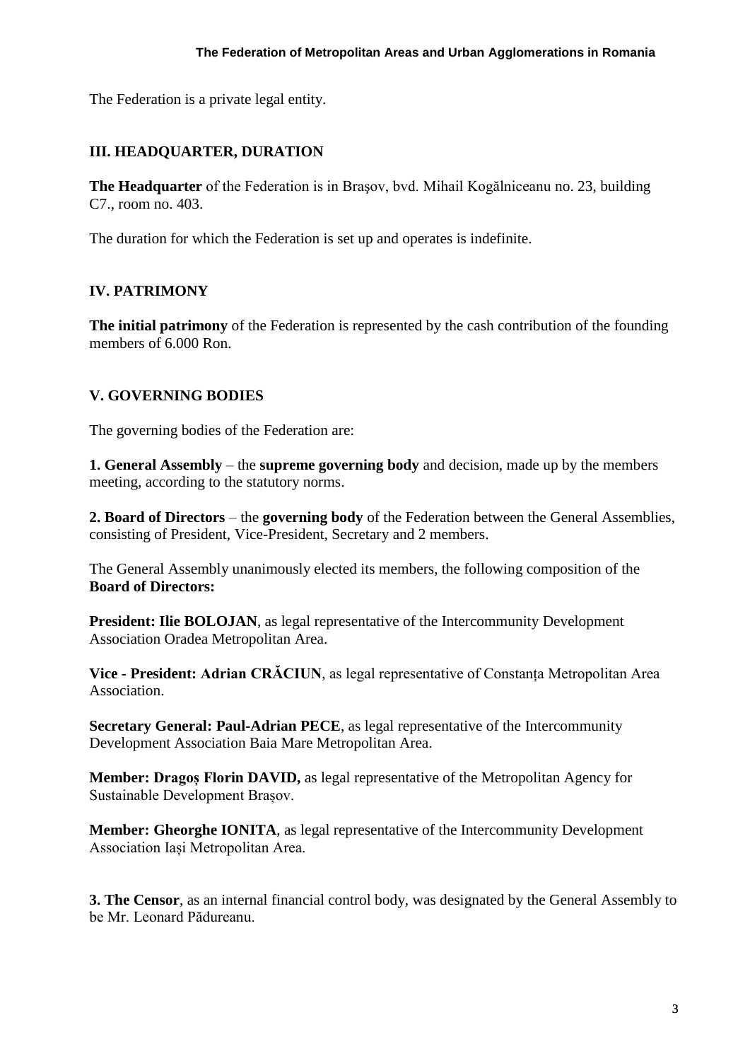The Federation is a private legal entity.

## III. HEADQUARTER, DURATION

**The Headquarter** of the Federation is in Braşov, bvd. Mihail Kogălniceanu no. 23, building C7., room no. 403.

The duration for which the Federation is set up and operates is indefinite.

## IV. PATRIMONY

**The initial patrimony** of the Federation is represented by the cash contribution of the founding members of 6.000 Ron.

## V. GOVERNING BODIES

The governing bodies of the Federation are:

**1. General Assembly** – the **supreme governing body** and decision, made up by the members meeting, according to the statutory norms.

**2. Board of Directors** – the **governing body** of the Federation between the General Assemblies, consisting of President, Vice-President, Secretary and 2 members.

The General Assembly unanimously elected its members, the following composition of the **Board of Directors:**

**President: Ilie BOLOJAN**, as legal representative of the Intercommunity Development Association Oradea Metropolitan Area.

**Vice - President: Adrian CRĂCIUN**, as legal representative of Constanța Metropolitan Area Association.

**Secretary General: Paul-Adrian PECE**, as legal representative of the Intercommunity Development Association Baia Mare Metropolitan Area.

**Member: Dragoș Florin DAVID,** as legal representative of the Metropolitan Agency for Sustainable Development Brașov.

**Member: Gheorghe IONITA**, as legal representative of the Intercommunity Development Association Iași Metropolitan Area.

**3. The Censor**, as an internal financial control body, was designated by the General Assembly to be Mr. Leonard Pădureanu.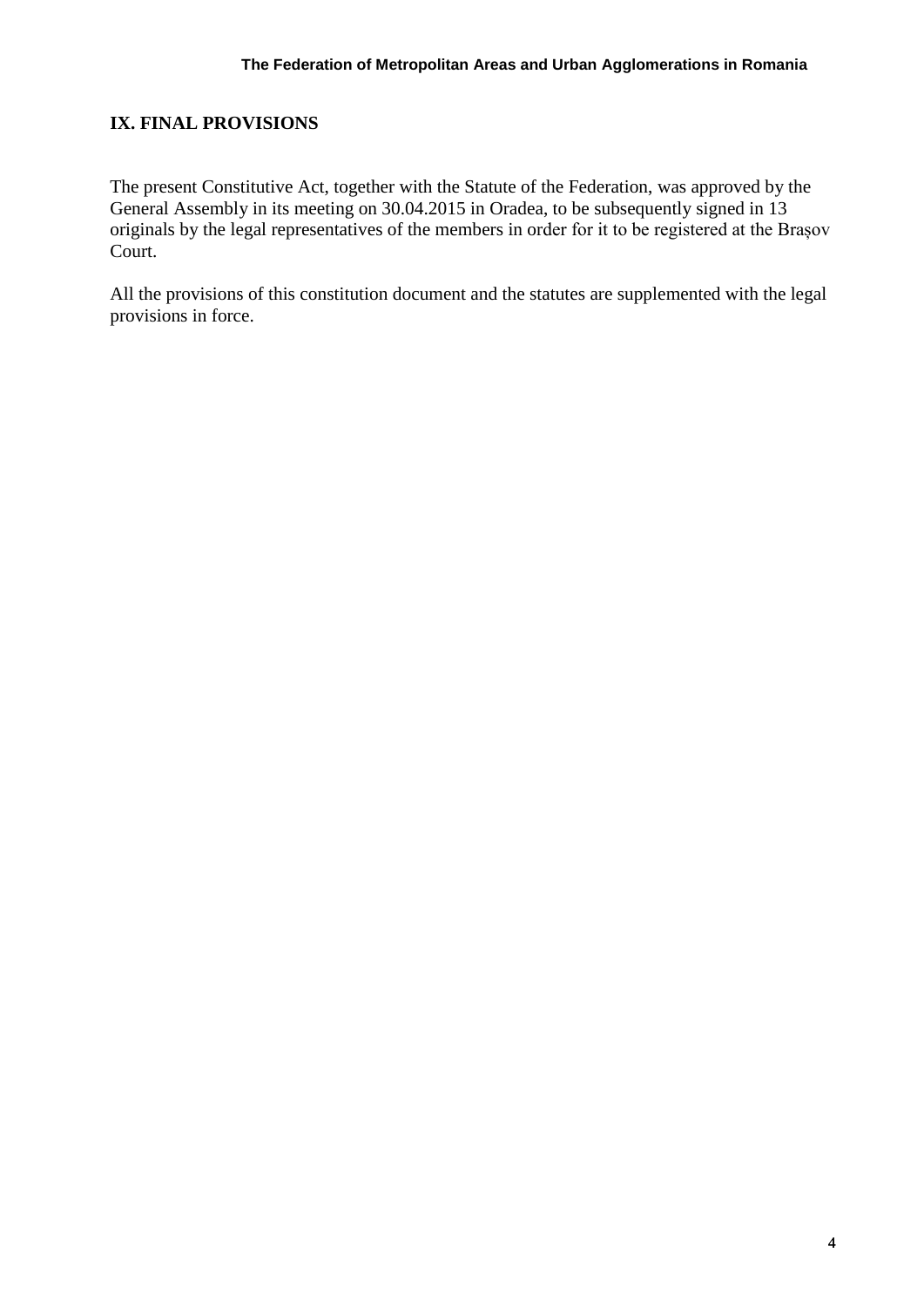## IX. FINAL PROVISIONS

The present Constitutive Act, together with the Statute of the Federation, was approved by the General Assembly in its meeting on 30.04.2015 in Oradea, to be subsequently signed in 13 originals by the legal representatives of the members in order for it to be registered at the Brașov Court.

All the provisions of this constitution document and the statutes are supplemented with the legal provisions in force.